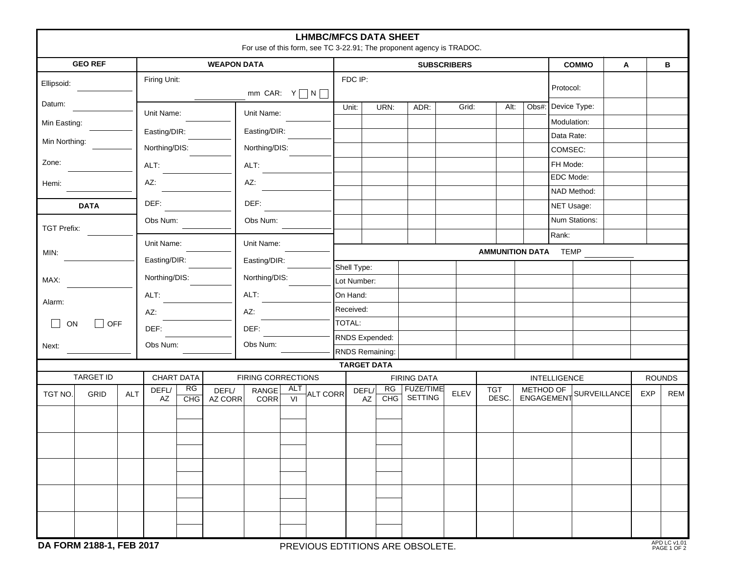# LHMBC/MFCS DATA SHEET

For use of this form, see TC 3-22.91; The proponent agency is TRADOC.

## GEO REF

Ellipsoid: ______

Datum: ______

Min Easting: ______

Min Northing: ______

Zone: ______

Hemi: ______

## DATA

TGT Prefix: ______

MIN: ______

MAX: ______

Alarm:

☐ ON ☐ OFF

Next: ______

## WEAPON DATA

Firing Unit: ______ mm CAR: Y ☐ N ☐

| | |
|---|---|
| Unit Name: ______ | Unit Name: ______ |
| Easting/DIR: ______ | Easting/DIR: ______ |
| Northing/DIS: ______ | Northing/DIS: ______ |
| ALT: ______ | ALT: ______ |
| AZ: ______ | AZ: ______ |
| DEF: ______ | DEF: ______ |
| Obs Num: ______ | Obs Num: ______ |
| Unit Name: ______ | Unit Name: ______ |
| Easting/DIR: ______ | Easting/DIR: ______ |
| Northing/DIS: ______ | Northing/DIS: ______ |
| ALT: ______ | ALT: ______ |
| AZ: ______ | AZ: ______ |
| DEF: ______ | DEF: ______ |
| Obs Num: ______ | Obs Num: ______ |

## SUBSCRIBERS

FDC IP:

| Unit: | URN: | ADR: | Grid: | Alt: | Obs#: |
|---|---|---|---|---|---|
| | | | | | |
| | | | | | |
| | | | | | |
| | | | | | |
| | | | | | |
| | | | | | |
| | | | | | |
| | | | | | |
| | | | | | |

## COMMO

| COMMO | A | B |
|---|---|---|
| Protocol: | | |
| Device Type: | | |
| Modulation: | | |
| Data Rate: | | |
| COMSEC: | | |
| FH Mode: | | |
| EDC Mode: | | |
| NAD Method: | | |
| NET Usage: | | |
| Num Stations: | | |
| Rank: | | |

## AMMUNITION DATA

TEMP ______

| | | | | | |
|---|---|---|---|---|---|
| Shell Type: | | | | | |
| Lot Number: | | | | | |
| On Hand: | | | | | |
| Received: | | | | | |
| TOTAL: | | | | | |
| RNDS Expended: | | | | | |
| RNDS Remaining: | | | | | |

## TARGET DATA

| TARGET ID | | | CHART DATA | | FIRING CORRECTIONS | | | | FIRING DATA | | | | INTELLIGENCE | | | ROUNDS | |
|---|---|---|---|---|---|---|---|---|---|---|---|---|---|---|---|---|---|
| TGT NO. | GRID | ALT | DEFL/ AZ | RG / CHG | DEFL/ AZ CORR | RANGE CORR | ALT / VI | ALT CORR | DEFL/ AZ | RG / CHG | FUZE/TIME SETTING | ELEV | TGT DESC. | METHOD OF ENGAGEMENT | SURVEILLANCE | EXP | REM |
| | | | | | | | | | | | | | | | | | |
| | | | | | | | | | | | | | | | | | |
| | | | | | | | | | | | | | | | | | |
| | | | | | | | | | | | | | | | | | |
| | | | | | | | | | | | | | | | | | |

DA FORM 2188-1, FEB 2017 PREVIOUS EDTITIONS ARE OBSOLETE. APD LC v1.01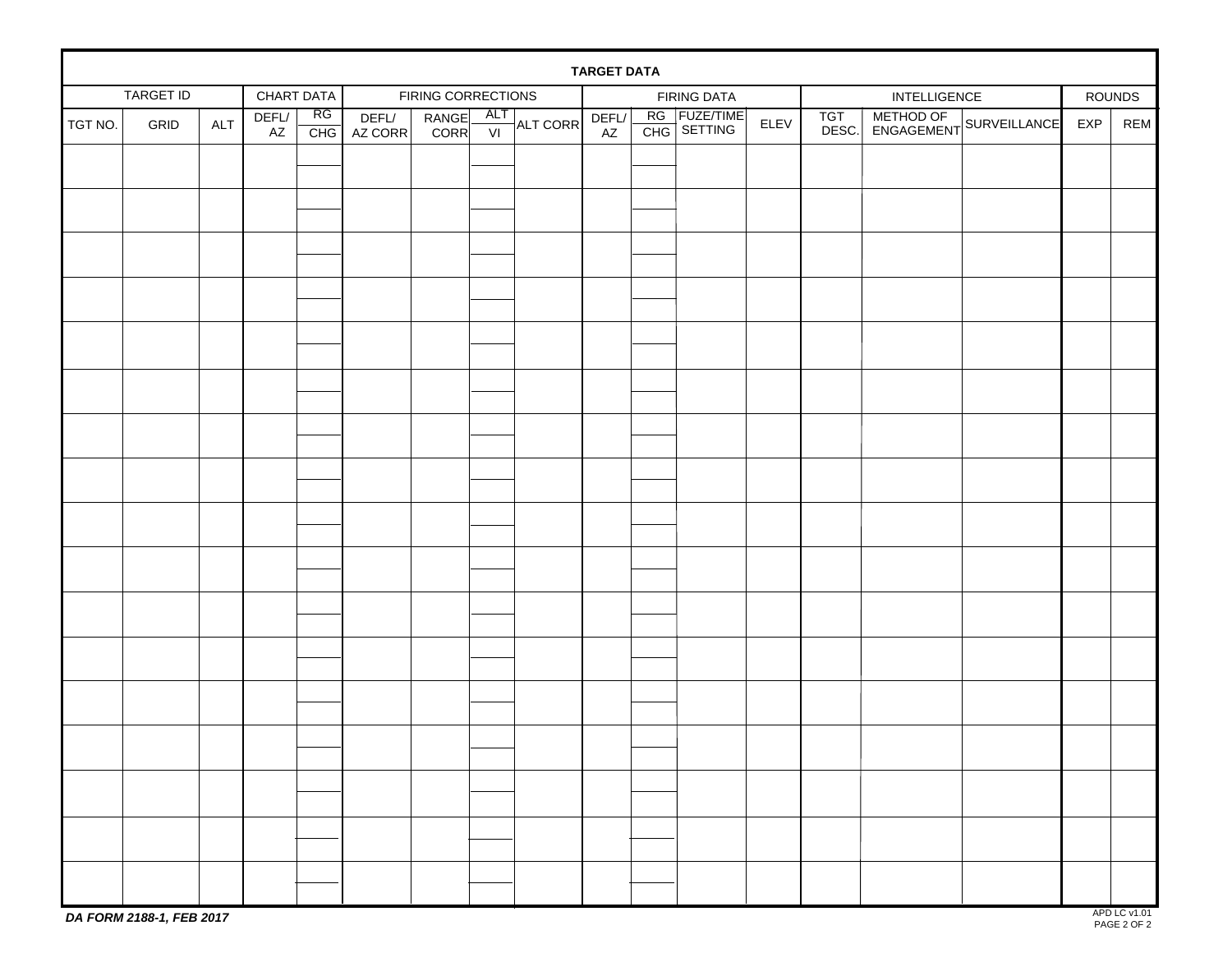## TARGET DATA

| TARGET ID | | | CHART DATA | | FIRING CORRECTIONS | | | | FIRING DATA | | | | INTELLIGENCE | | | ROUNDS | |
|---|---|---|---|---|---|---|---|---|---|---|---|---|---|---|---|---|---|
| TGT NO. | GRID | ALT | DEFL/ AZ | RG / CHG | DEFL/ AZ CORR | RANGE CORR | ALT / VI | ALT CORR | DEFL/ AZ | RG / CHG | FUZE/TIME SETTING | ELEV | TGT DESC. | METHOD OF ENGAGEMENT | SURVEILLANCE | EXP | REM |
| | | | | | | | | | | | | | | | | | |
| | | | | | | | | | | | | | | | | | |
| | | | | | | | | | | | | | | | | | |
| | | | | | | | | | | | | | | | | | |
| | | | | | | | | | | | | | | | | | |
| | | | | | | | | | | | | | | | | | |
| | | | | | | | | | | | | | | | | | |
| | | | | | | | | | | | | | | | | | |
| | | | | | | | | | | | | | | | | | |
| | | | | | | | | | | | | | | | | | |
| | | | | | | | | | | | | | | | | | |
| | | | | | | | | | | | | | | | | | |
| | | | | | | | | | | | | | | | | | |
| | | | | | | | | | | | | | | | | | |
| | | | | | | | | | | | | | | | | | |
| | | | | | | | | | | | | | | | | | |
| | | | | | | | | | | | | | | | | | |

*DA FORM 2188-1, FEB 2017*

APD LC v1.01